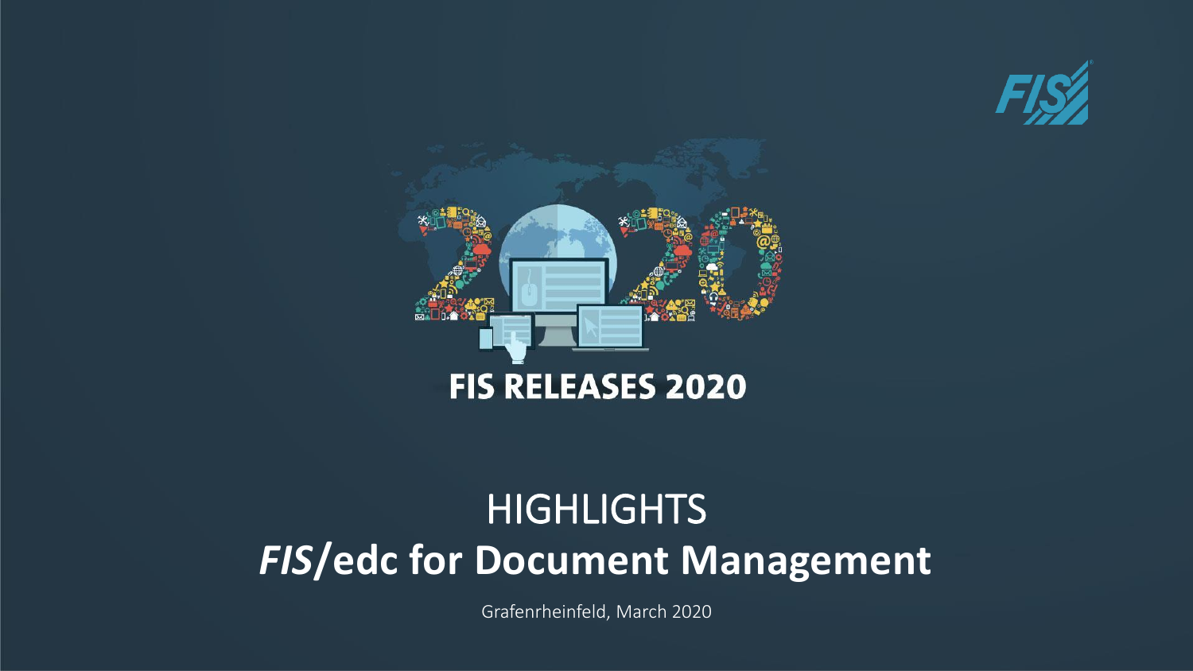# FIS RELEASES 2020

## HIGHLIGHTS

## *FIS*/edc for Document Management

Grafenrheinfeld, March 2020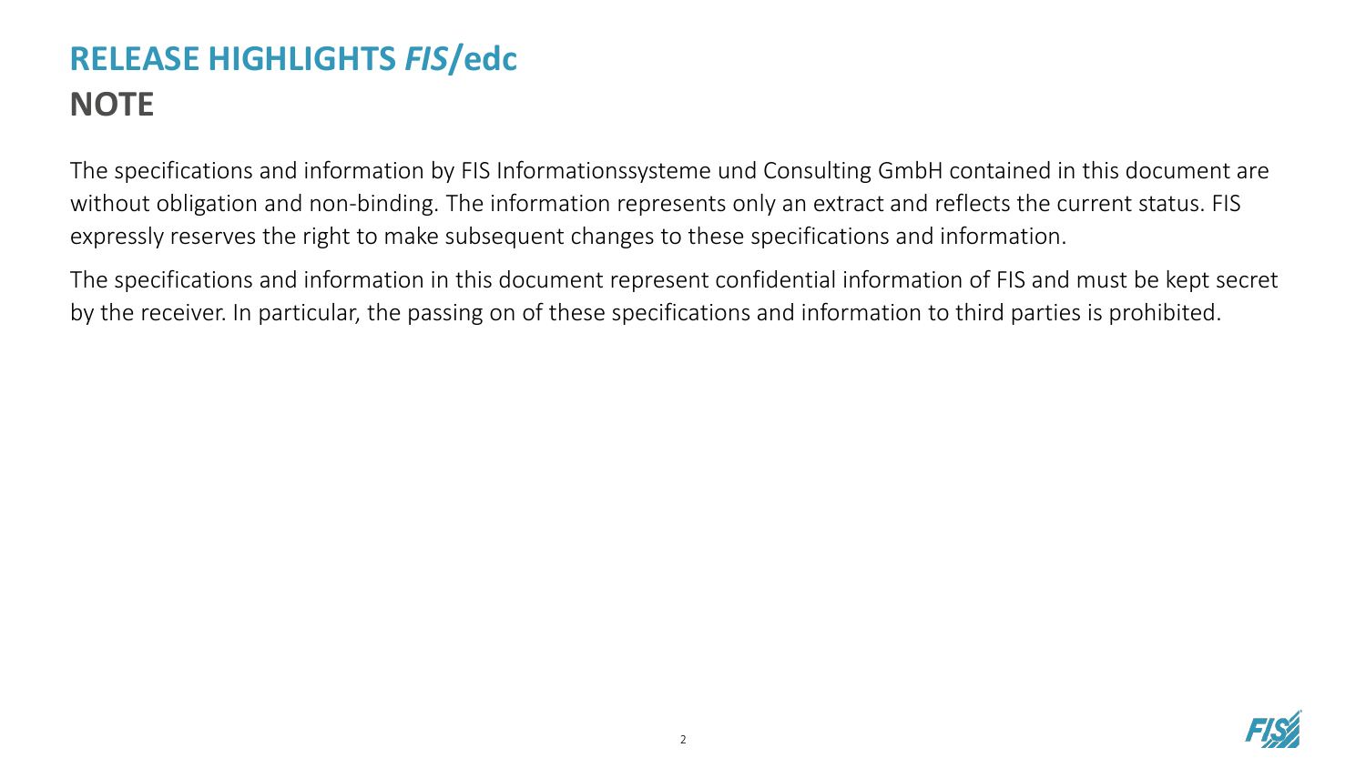# RELEASE HIGHLIGHTS *FIS*/edc

## NOTE

The specifications and information by FIS Informationssysteme und Consulting GmbH contained in this document are without obligation and non-binding. The information represents only an extract and reflects the current status. FIS expressly reserves the right to make subsequent changes to these specifications and information.

The specifications and information in this document represent confidential information of FIS and must be kept secret by the receiver. In particular, the passing on of these specifications and information to third parties is prohibited.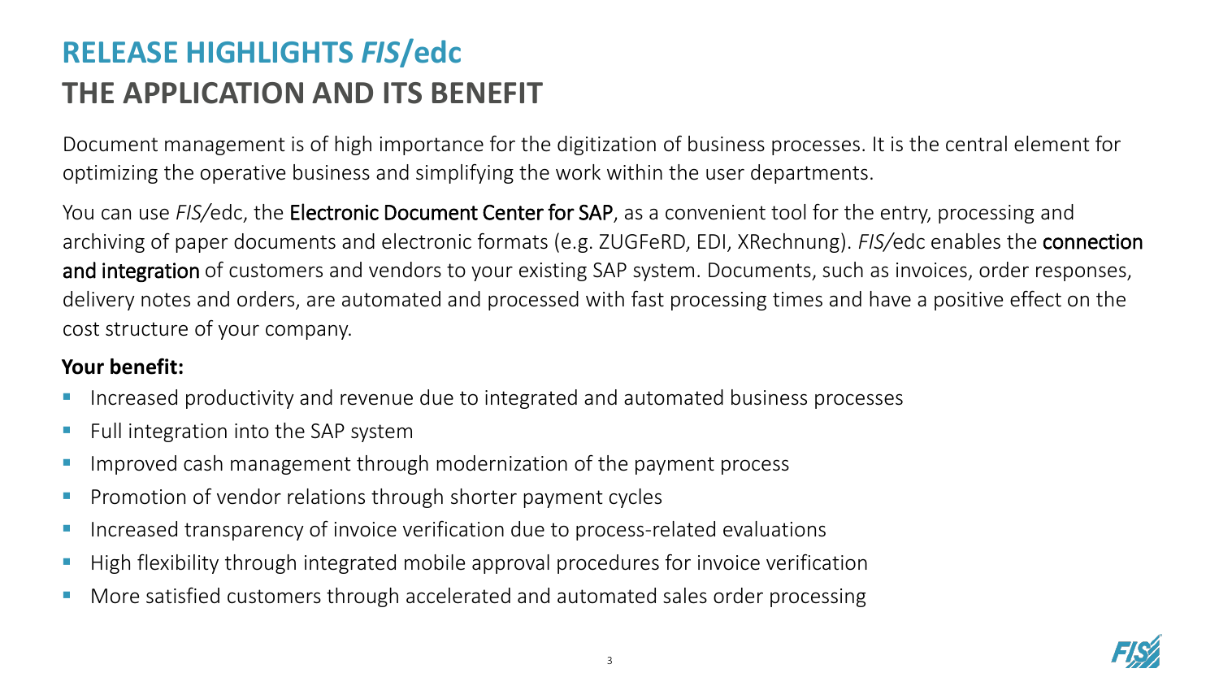# RELEASE HIGHLIGHTS *FIS*/edc
## THE APPLICATION AND ITS BENEFIT

Document management is of high importance for the digitization of business processes. It is the central element for optimizing the operative business and simplifying the work within the user departments.

You can use *FIS/*edc, the Electronic Document Center for SAP, as a convenient tool for the entry, processing and archiving of paper documents and electronic formats (e.g. ZUGFeRD, EDI, XRechnung). *FIS/*edc enables the connection and integration of customers and vendors to your existing SAP system. Documents, such as invoices, order responses, delivery notes and orders, are automated and processed with fast processing times and have a positive effect on the cost structure of your company.

**Your benefit:**

- Increased productivity and revenue due to integrated and automated business processes
- Full integration into the SAP system
- Improved cash management through modernization of the payment process
- Promotion of vendor relations through shorter payment cycles
- Increased transparency of invoice verification due to process-related evaluations
- High flexibility through integrated mobile approval procedures for invoice verification
- More satisfied customers through accelerated and automated sales order processing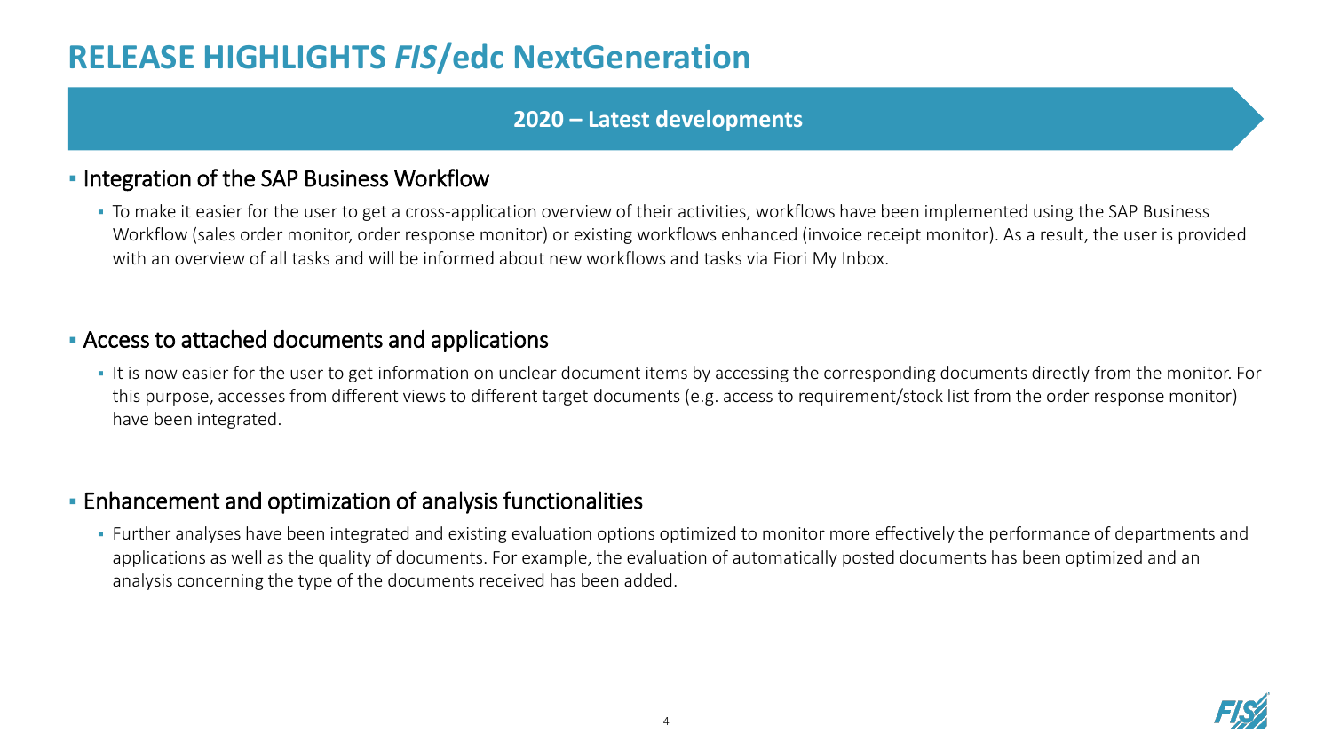# RELEASE HIGHLIGHTS *FIS*/edc NextGeneration

## 2020 – Latest developments

- Integration of the SAP Business Workflow
  - To make it easier for the user to get a cross-application overview of their activities, workflows have been implemented using the SAP Business Workflow (sales order monitor, order response monitor) or existing workflows enhanced (invoice receipt monitor). As a result, the user is provided with an overview of all tasks and will be informed about new workflows and tasks via Fiori My Inbox.

- Access to attached documents and applications
  - It is now easier for the user to get information on unclear document items by accessing the corresponding documents directly from the monitor. For this purpose, accesses from different views to different target documents (e.g. access to requirement/stock list from the order response monitor) have been integrated.

- Enhancement and optimization of analysis functionalities
  - Further analyses have been integrated and existing evaluation options optimized to monitor more effectively the performance of departments and applications as well as the quality of documents. For example, the evaluation of automatically posted documents has been optimized and an analysis concerning the type of the documents received has been added.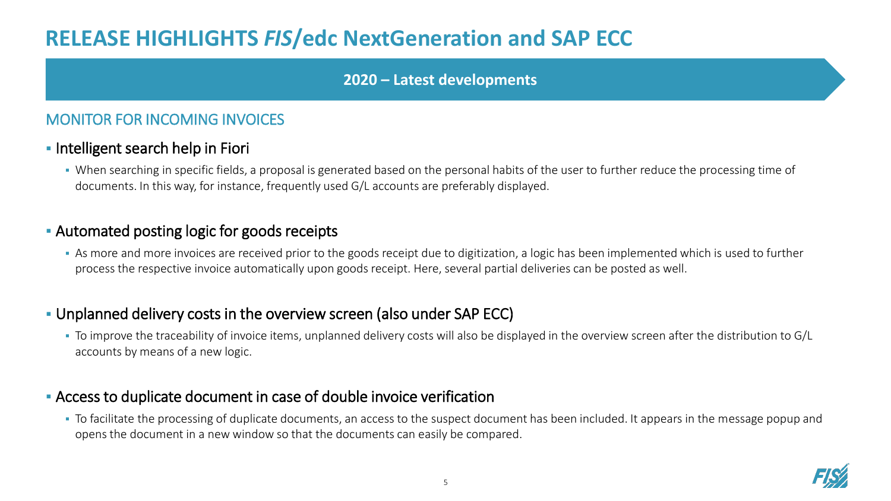# RELEASE HIGHLIGHTS *FIS*/edc NextGeneration and SAP ECC

**2020 – Latest developments**

## MONITOR FOR INCOMING INVOICES

- Intelligent search help in Fiori
  - When searching in specific fields, a proposal is generated based on the personal habits of the user to further reduce the processing time of documents. In this way, for instance, frequently used G/L accounts are preferably displayed.

- Automated posting logic for goods receipts
  - As more and more invoices are received prior to the goods receipt due to digitization, a logic has been implemented which is used to further process the respective invoice automatically upon goods receipt. Here, several partial deliveries can be posted as well.

- Unplanned delivery costs in the overview screen (also under SAP ECC)
  - To improve the traceability of invoice items, unplanned delivery costs will also be displayed in the overview screen after the distribution to G/L accounts by means of a new logic.

- Access to duplicate document in case of double invoice verification
  - To facilitate the processing of duplicate documents, an access to the suspect document has been included. It appears in the message popup and opens the document in a new window so that the documents can easily be compared.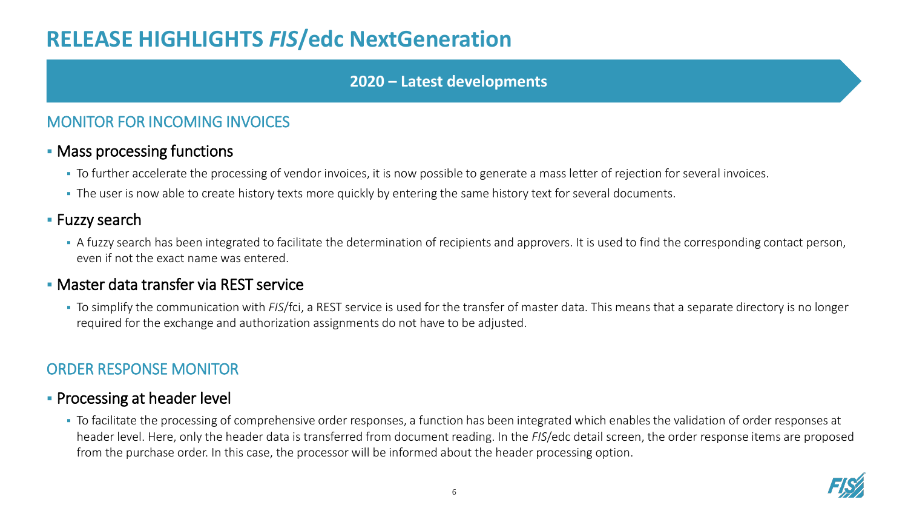# RELEASE HIGHLIGHTS *FIS*/edc NextGeneration

**2020 – Latest developments**

## MONITOR FOR INCOMING INVOICES

### Mass processing functions

- To further accelerate the processing of vendor invoices, it is now possible to generate a mass letter of rejection for several invoices.
- The user is now able to create history texts more quickly by entering the same history text for several documents.

### Fuzzy search

- A fuzzy search has been integrated to facilitate the determination of recipients and approvers. It is used to find the corresponding contact person, even if not the exact name was entered.

### Master data transfer via REST service

- To simplify the communication with *FIS*/fci, a REST service is used for the transfer of master data. This means that a separate directory is no longer required for the exchange and authorization assignments do not have to be adjusted.

## ORDER RESPONSE MONITOR

### Processing at header level

- To facilitate the processing of comprehensive order responses, a function has been integrated which enables the validation of order responses at header level. Here, only the header data is transferred from document reading. In the *FIS*/edc detail screen, the order response items are proposed from the purchase order. In this case, the processor will be informed about the header processing option.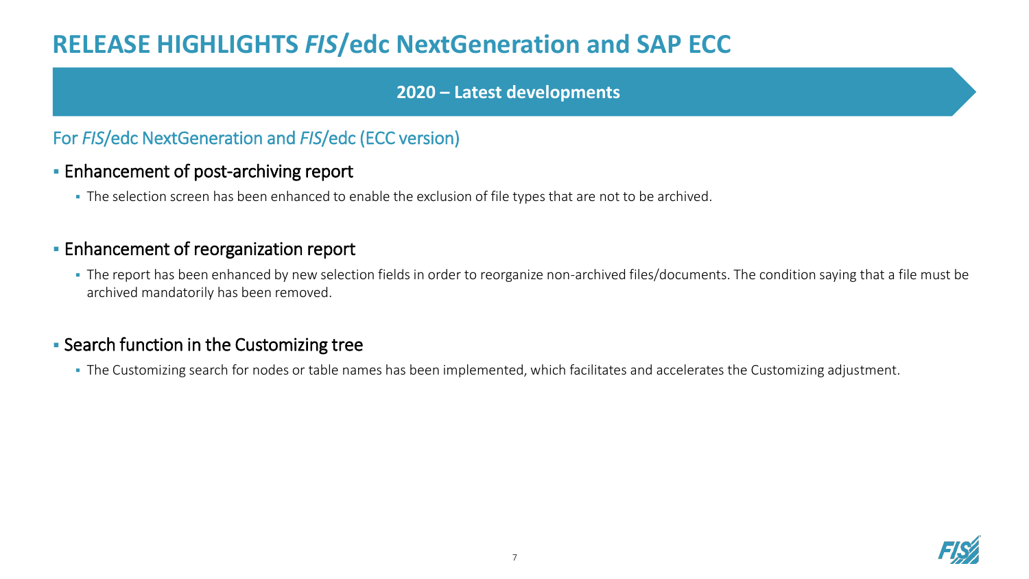# RELEASE HIGHLIGHTS *FIS*/edc NextGeneration and SAP ECC

**2020 – Latest developments**

## For *FIS*/edc NextGeneration and *FIS*/edc (ECC version)

- Enhancement of post-archiving report
  - The selection screen has been enhanced to enable the exclusion of file types that are not to be archived.
- Enhancement of reorganization report
  - The report has been enhanced by new selection fields in order to reorganize non-archived files/documents. The condition saying that a file must be archived mandatorily has been removed.
- Search function in the Customizing tree
  - The Customizing search for nodes or table names has been implemented, which facilitates and accelerates the Customizing adjustment.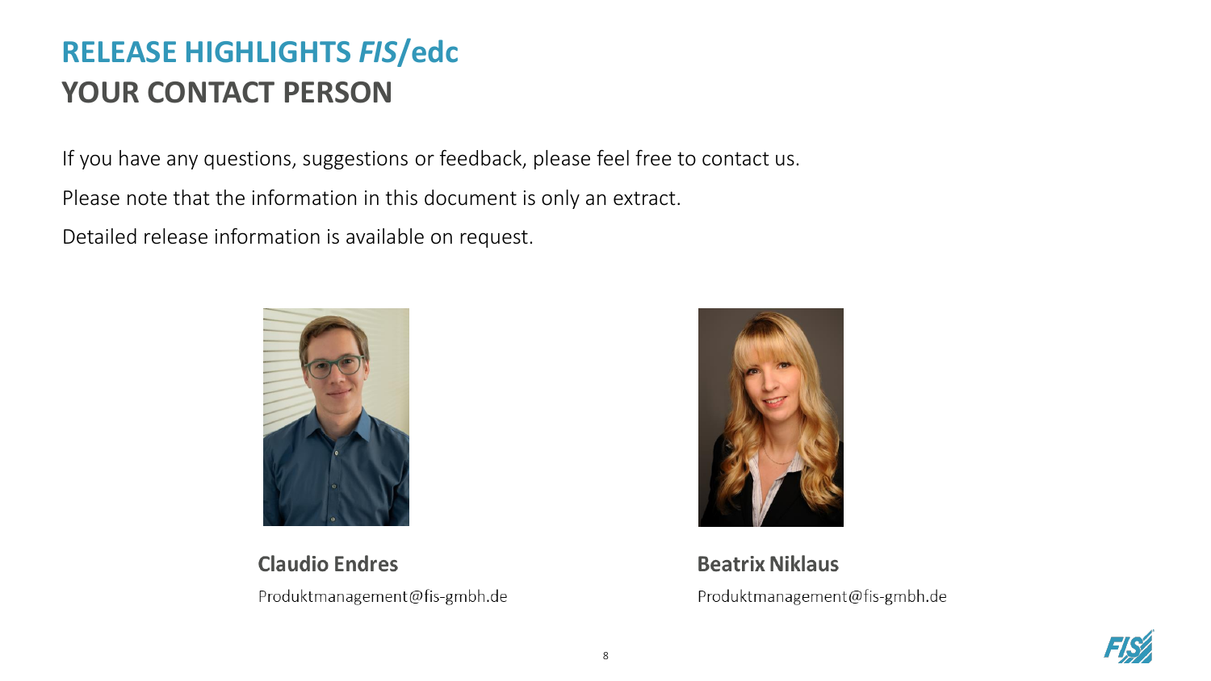# RELEASE HIGHLIGHTS *FIS*/edc

## YOUR CONTACT PERSON

If you have any questions, suggestions or feedback, please feel free to contact us.

Please note that the information in this document is only an extract.

Detailed release information is available on request.

**Claudio Endres**

Produktmanagement@fis-gmbh.de

**Beatrix Niklaus**

Produktmanagement@fis-gmbh.de